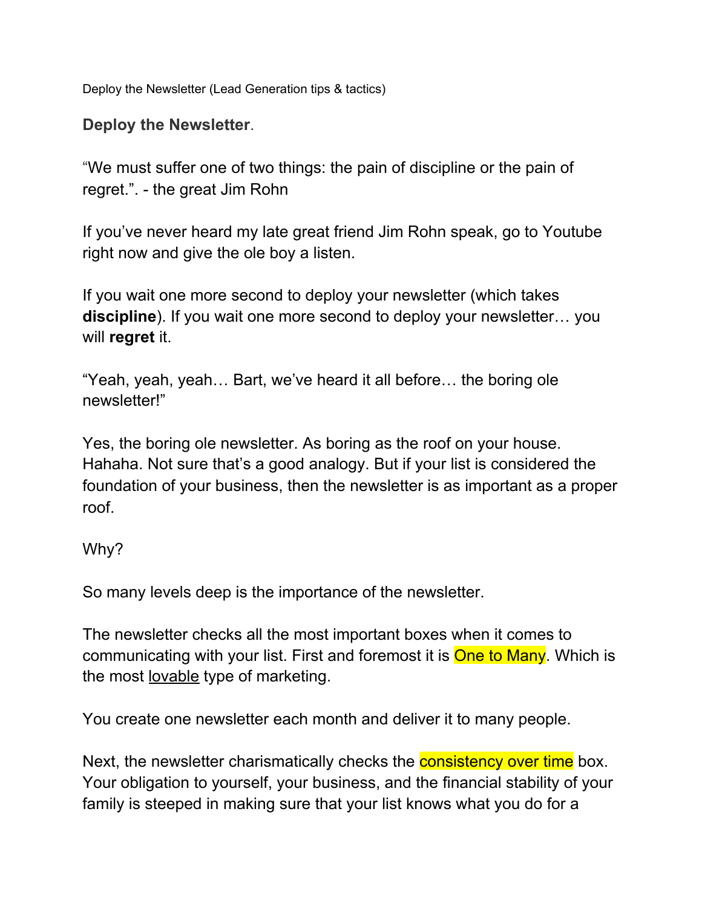Deploy the Newsletter (Lead Generation tips & tactics)

**Deploy the Newsletter**.

"We must suffer one of two things: the pain of discipline or the pain of regret.". - the great Jim Rohn

If you've never heard my late great friend Jim Rohn speak, go to Youtube right now and give the ole boy a listen.

If you wait one more second to deploy your newsletter (which takes **discipline**). If you wait one more second to deploy your newsletter… you will **regret** it.

"Yeah, yeah, yeah… Bart, we've heard it all before… the boring ole newsletter!"

Yes, the boring ole newsletter. As boring as the roof on your house. Hahaha. Not sure that's a good analogy. But if your list is considered the foundation of your business, then the newsletter is as important as a proper roof.

Why?

So many levels deep is the importance of the newsletter.

The newsletter checks all the most important boxes when it comes to communicating with your list. First and foremost it is One to Many. Which is the most lovable type of marketing.

You create one newsletter each month and deliver it to many people.

Next, the newsletter charismatically checks the consistency over time box. Your obligation to yourself, your business, and the financial stability of your family is steeped in making sure that your list knows what you do for a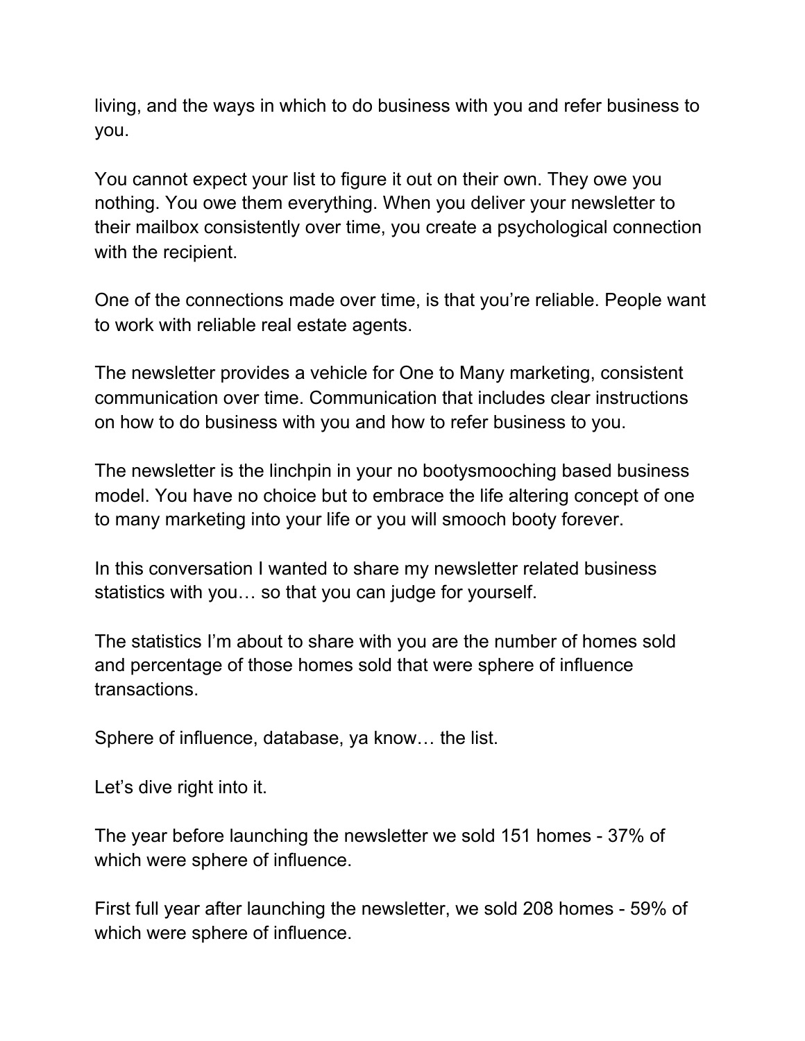living, and the ways in which to do business with you and refer business to you.

You cannot expect your list to figure it out on their own. They owe you nothing. You owe them everything. When you deliver your newsletter to their mailbox consistently over time, you create a psychological connection with the recipient.

One of the connections made over time, is that you're reliable. People want to work with reliable real estate agents.

The newsletter provides a vehicle for One to Many marketing, consistent communication over time. Communication that includes clear instructions on how to do business with you and how to refer business to you.

The newsletter is the linchpin in your no bootysmooching based business model. You have no choice but to embrace the life altering concept of one to many marketing into your life or you will smooch booty forever.

In this conversation I wanted to share my newsletter related business statistics with you… so that you can judge for yourself.

The statistics I'm about to share with you are the number of homes sold and percentage of those homes sold that were sphere of influence transactions.

Sphere of influence, database, ya know… the list.

Let's dive right into it.

The year before launching the newsletter we sold 151 homes - 37% of which were sphere of influence.

First full year after launching the newsletter, we sold 208 homes - 59% of which were sphere of influence.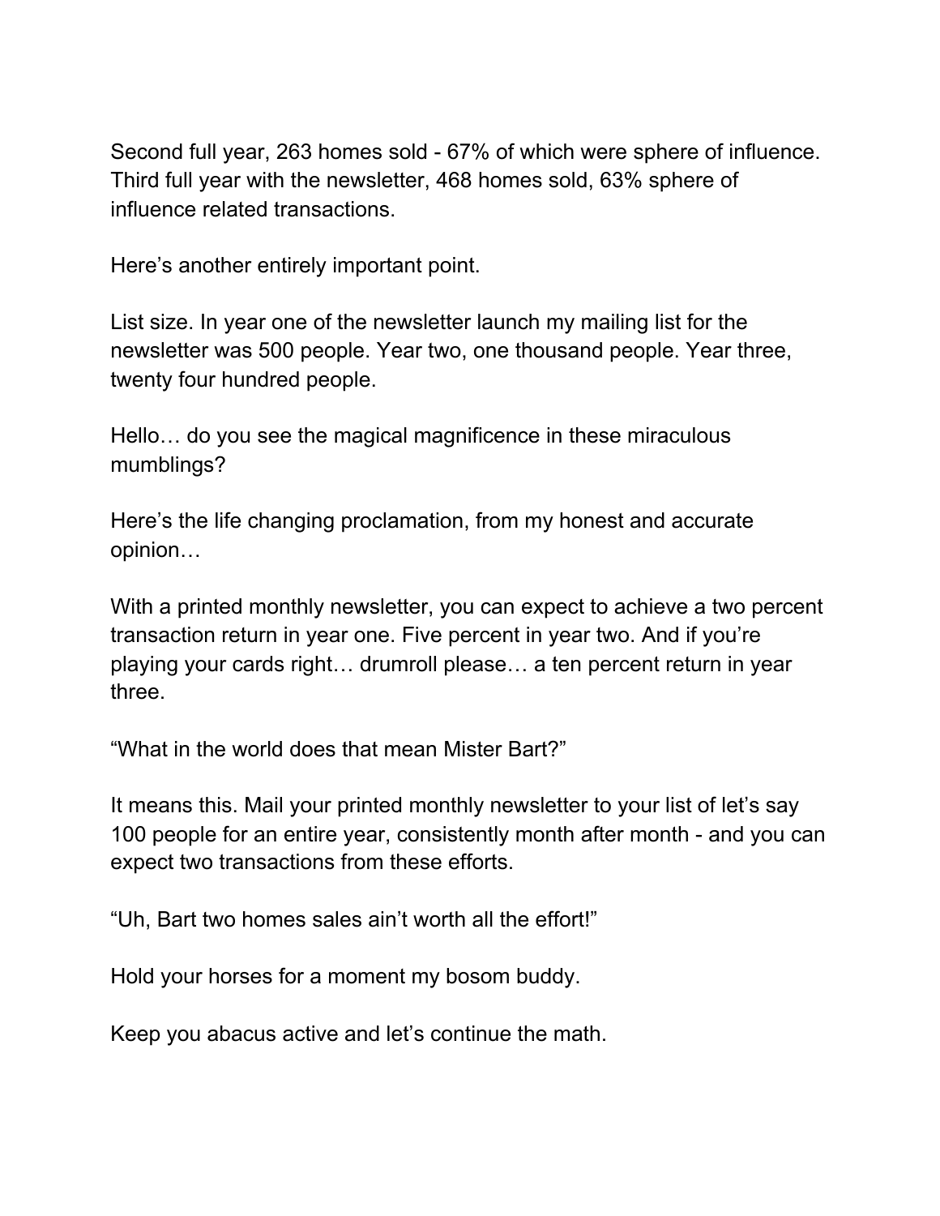Second full year, 263 homes sold - 67% of which were sphere of influence. Third full year with the newsletter, 468 homes sold, 63% sphere of influence related transactions.

Here's another entirely important point.

List size. In year one of the newsletter launch my mailing list for the newsletter was 500 people. Year two, one thousand people. Year three, twenty four hundred people.

Hello… do you see the magical magnificence in these miraculous mumblings?

Here's the life changing proclamation, from my honest and accurate opinion…

With a printed monthly newsletter, you can expect to achieve a two percent transaction return in year one. Five percent in year two. And if you're playing your cards right… drumroll please… a ten percent return in year three.

"What in the world does that mean Mister Bart?"

It means this. Mail your printed monthly newsletter to your list of let's say 100 people for an entire year, consistently month after month - and you can expect two transactions from these efforts.

"Uh, Bart two homes sales ain't worth all the effort!"

Hold your horses for a moment my bosom buddy.

Keep you abacus active and let's continue the math.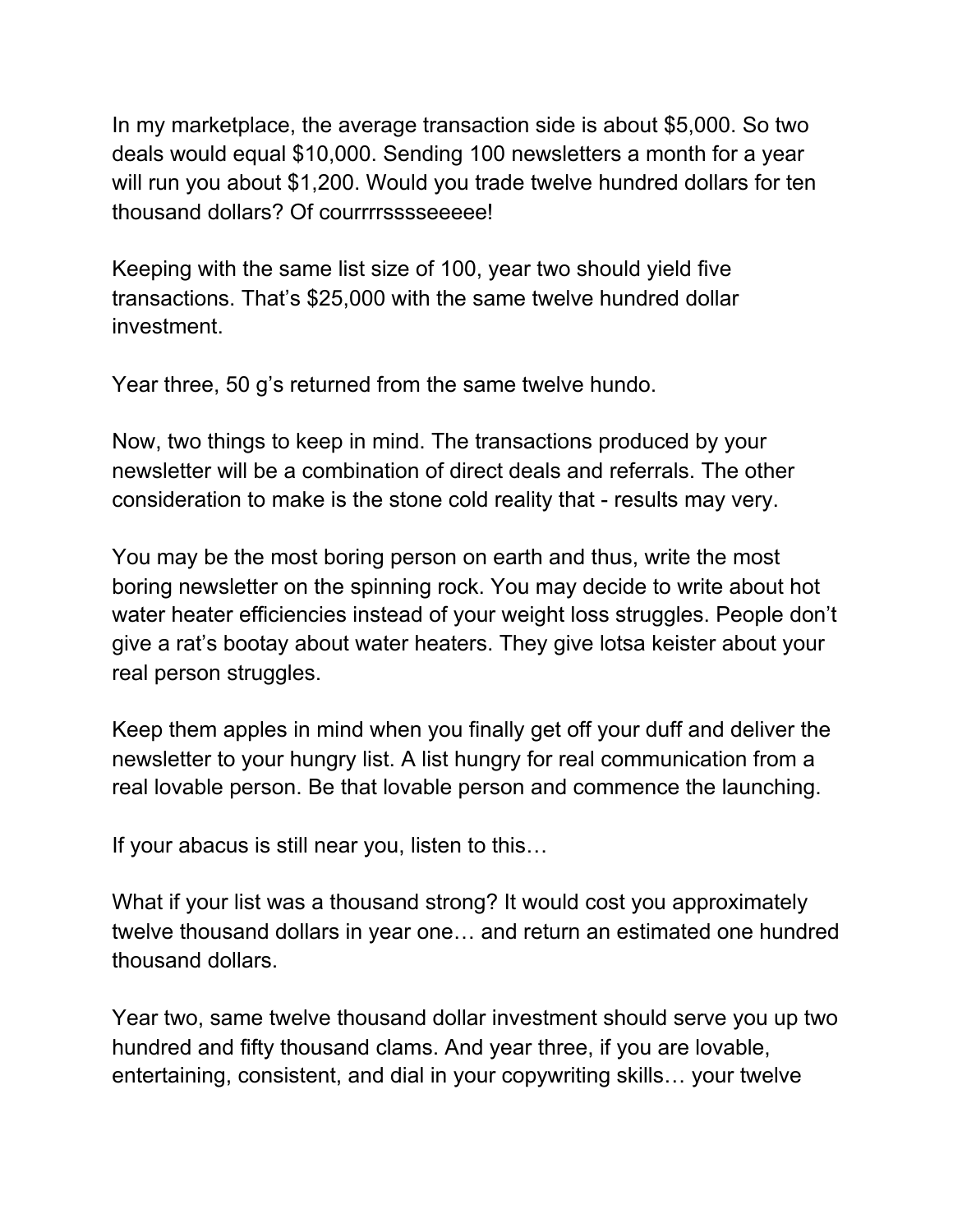In my marketplace, the average transaction side is about $5,000. So two deals would equal $10,000. Sending 100 newsletters a month for a year will run you about $1,200. Would you trade twelve hundred dollars for ten thousand dollars? Of courrrrsssseeeee!

Keeping with the same list size of 100, year two should yield five transactions. That's $25,000 with the same twelve hundred dollar investment.

Year three, 50 g's returned from the same twelve hundo.

Now, two things to keep in mind. The transactions produced by your newsletter will be a combination of direct deals and referrals. The other consideration to make is the stone cold reality that - results may very.

You may be the most boring person on earth and thus, write the most boring newsletter on the spinning rock. You may decide to write about hot water heater efficiencies instead of your weight loss struggles. People don't give a rat's bootay about water heaters. They give lotsa keister about your real person struggles.

Keep them apples in mind when you finally get off your duff and deliver the newsletter to your hungry list. A list hungry for real communication from a real lovable person. Be that lovable person and commence the launching.

If your abacus is still near you, listen to this…

What if your list was a thousand strong? It would cost you approximately twelve thousand dollars in year one… and return an estimated one hundred thousand dollars.

Year two, same twelve thousand dollar investment should serve you up two hundred and fifty thousand clams. And year three, if you are lovable, entertaining, consistent, and dial in your copywriting skills… your twelve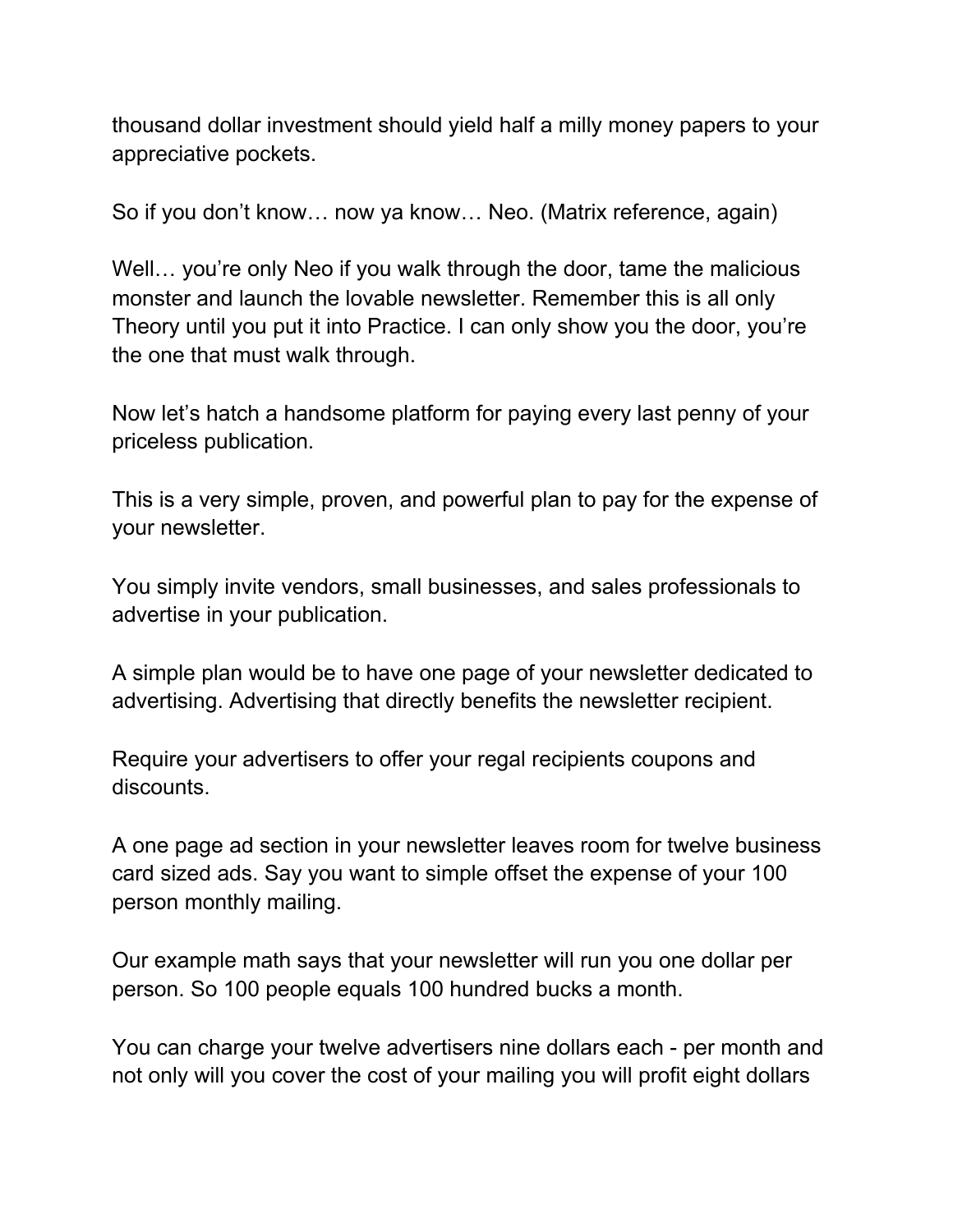thousand dollar investment should yield half a milly money papers to your appreciative pockets.

So if you don't know… now ya know… Neo. (Matrix reference, again)

Well… you're only Neo if you walk through the door, tame the malicious monster and launch the lovable newsletter. Remember this is all only Theory until you put it into Practice. I can only show you the door, you're the one that must walk through.

Now let's hatch a handsome platform for paying every last penny of your priceless publication.

This is a very simple, proven, and powerful plan to pay for the expense of your newsletter.

You simply invite vendors, small businesses, and sales professionals to advertise in your publication.

A simple plan would be to have one page of your newsletter dedicated to advertising. Advertising that directly benefits the newsletter recipient.

Require your advertisers to offer your regal recipients coupons and discounts.

A one page ad section in your newsletter leaves room for twelve business card sized ads. Say you want to simple offset the expense of your 100 person monthly mailing.

Our example math says that your newsletter will run you one dollar per person. So 100 people equals 100 hundred bucks a month.

You can charge your twelve advertisers nine dollars each - per month and not only will you cover the cost of your mailing you will profit eight dollars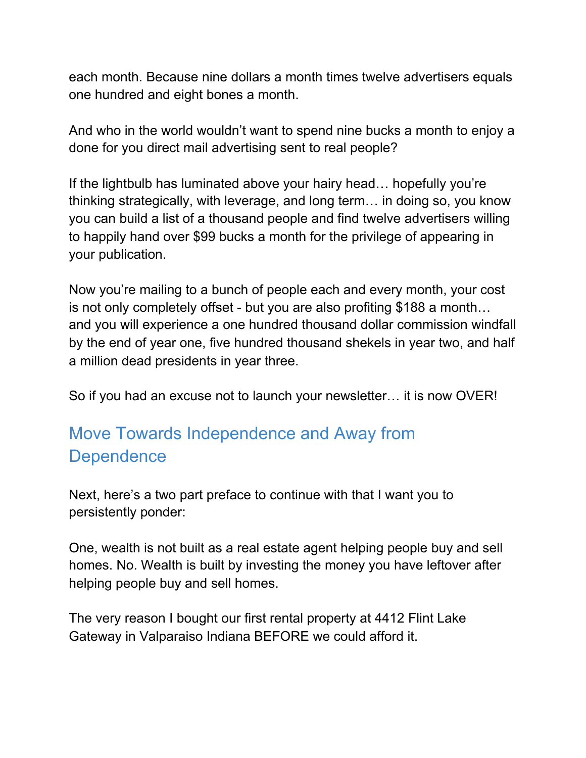each month. Because nine dollars a month times twelve advertisers equals one hundred and eight bones a month.

And who in the world wouldn't want to spend nine bucks a month to enjoy a done for you direct mail advertising sent to real people?

If the lightbulb has luminated above your hairy head… hopefully you're thinking strategically, with leverage, and long term… in doing so, you know you can build a list of a thousand people and find twelve advertisers willing to happily hand over $99 bucks a month for the privilege of appearing in your publication.

Now you're mailing to a bunch of people each and every month, your cost is not only completely offset - but you are also profiting $188 a month… and you will experience a one hundred thousand dollar commission windfall by the end of year one, five hundred thousand shekels in year two, and half a million dead presidents in year three.

So if you had an excuse not to launch your newsletter… it is now OVER!

## Move Towards Independence and Away from Dependence

Next, here's a two part preface to continue with that I want you to persistently ponder:

One, wealth is not built as a real estate agent helping people buy and sell homes. No. Wealth is built by investing the money you have leftover after helping people buy and sell homes.

The very reason I bought our first rental property at 4412 Flint Lake Gateway in Valparaiso Indiana BEFORE we could afford it.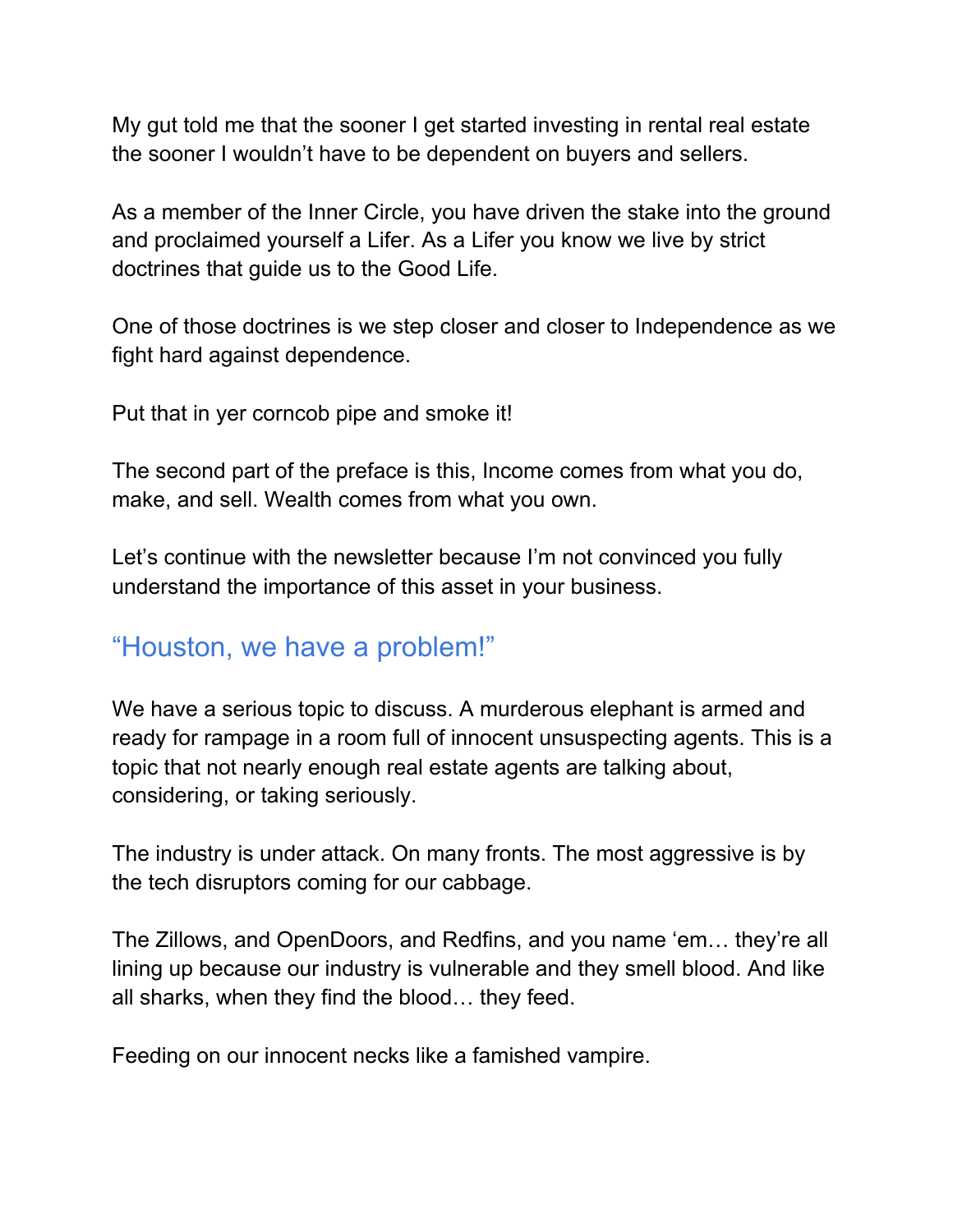My gut told me that the sooner I get started investing in rental real estate the sooner I wouldn't have to be dependent on buyers and sellers.

As a member of the Inner Circle, you have driven the stake into the ground and proclaimed yourself a Lifer. As a Lifer you know we live by strict doctrines that guide us to the Good Life.

One of those doctrines is we step closer and closer to Independence as we fight hard against dependence.

Put that in yer corncob pipe and smoke it!

The second part of the preface is this, Income comes from what you do, make, and sell. Wealth comes from what you own.

Let's continue with the newsletter because I'm not convinced you fully understand the importance of this asset in your business.

## "Houston, we have a problem!"

We have a serious topic to discuss. A murderous elephant is armed and ready for rampage in a room full of innocent unsuspecting agents. This is a topic that not nearly enough real estate agents are talking about, considering, or taking seriously.

The industry is under attack. On many fronts. The most aggressive is by the tech disruptors coming for our cabbage.

The Zillows, and OpenDoors, and Redfins, and you name 'em… they're all lining up because our industry is vulnerable and they smell blood. And like all sharks, when they find the blood… they feed.

Feeding on our innocent necks like a famished vampire.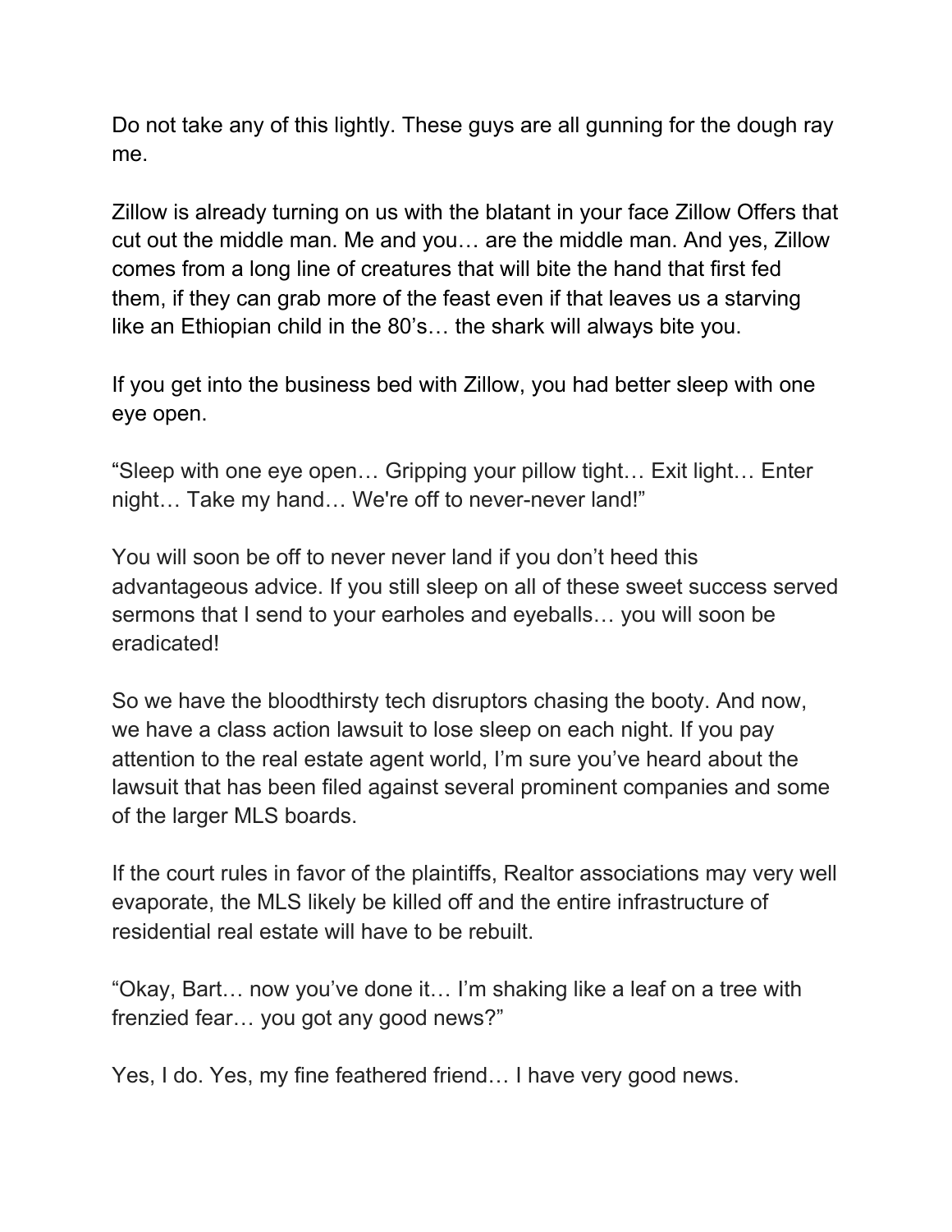Do not take any of this lightly. These guys are all gunning for the dough ray me.

Zillow is already turning on us with the blatant in your face Zillow Offers that cut out the middle man. Me and you… are the middle man. And yes, Zillow comes from a long line of creatures that will bite the hand that first fed them, if they can grab more of the feast even if that leaves us a starving like an Ethiopian child in the 80's… the shark will always bite you.

If you get into the business bed with Zillow, you had better sleep with one eye open.

"Sleep with one eye open… Gripping your pillow tight… Exit light… Enter night… Take my hand… We're off to never-never land!"

You will soon be off to never never land if you don't heed this advantageous advice. If you still sleep on all of these sweet success served sermons that I send to your earholes and eyeballs… you will soon be eradicated!

So we have the bloodthirsty tech disruptors chasing the booty. And now, we have a class action lawsuit to lose sleep on each night. If you pay attention to the real estate agent world, I'm sure you've heard about the lawsuit that has been filed against several prominent companies and some of the larger MLS boards.

If the court rules in favor of the plaintiffs, Realtor associations may very well evaporate, the MLS likely be killed off and the entire infrastructure of residential real estate will have to be rebuilt.

"Okay, Bart… now you've done it… I'm shaking like a leaf on a tree with frenzied fear… you got any good news?"

Yes, I do. Yes, my fine feathered friend… I have very good news.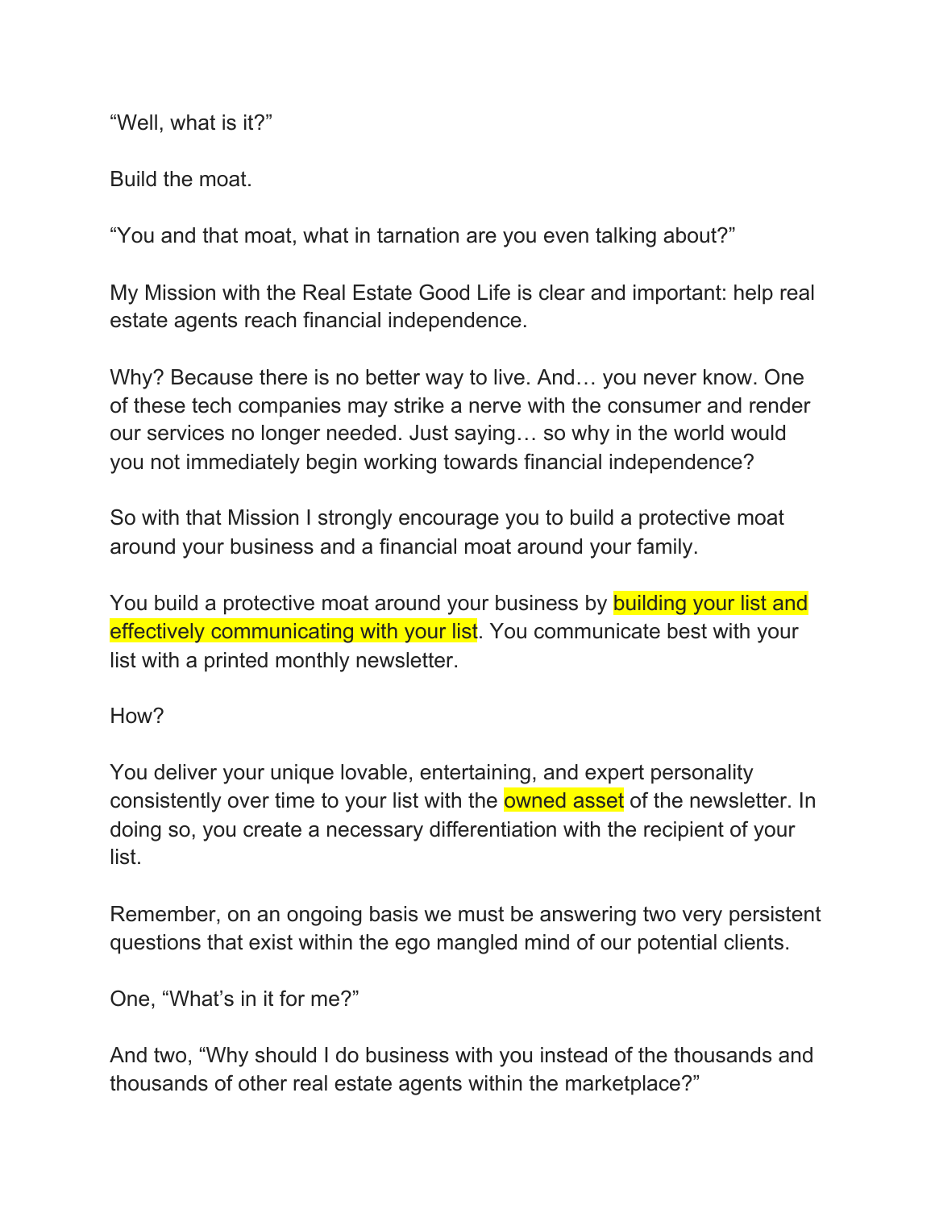"Well, what is it?"

Build the moat.

"You and that moat, what in tarnation are you even talking about?"

My Mission with the Real Estate Good Life is clear and important: help real estate agents reach financial independence.

Why? Because there is no better way to live. And… you never know. One of these tech companies may strike a nerve with the consumer and render our services no longer needed. Just saying… so why in the world would you not immediately begin working towards financial independence?

So with that Mission I strongly encourage you to build a protective moat around your business and a financial moat around your family.

You build a protective moat around your business by building your list and effectively communicating with your list. You communicate best with your list with a printed monthly newsletter.

How?

You deliver your unique lovable, entertaining, and expert personality consistently over time to your list with the owned asset of the newsletter. In doing so, you create a necessary differentiation with the recipient of your list.

Remember, on an ongoing basis we must be answering two very persistent questions that exist within the ego mangled mind of our potential clients.

One, "What's in it for me?"

And two, "Why should I do business with you instead of the thousands and thousands of other real estate agents within the marketplace?"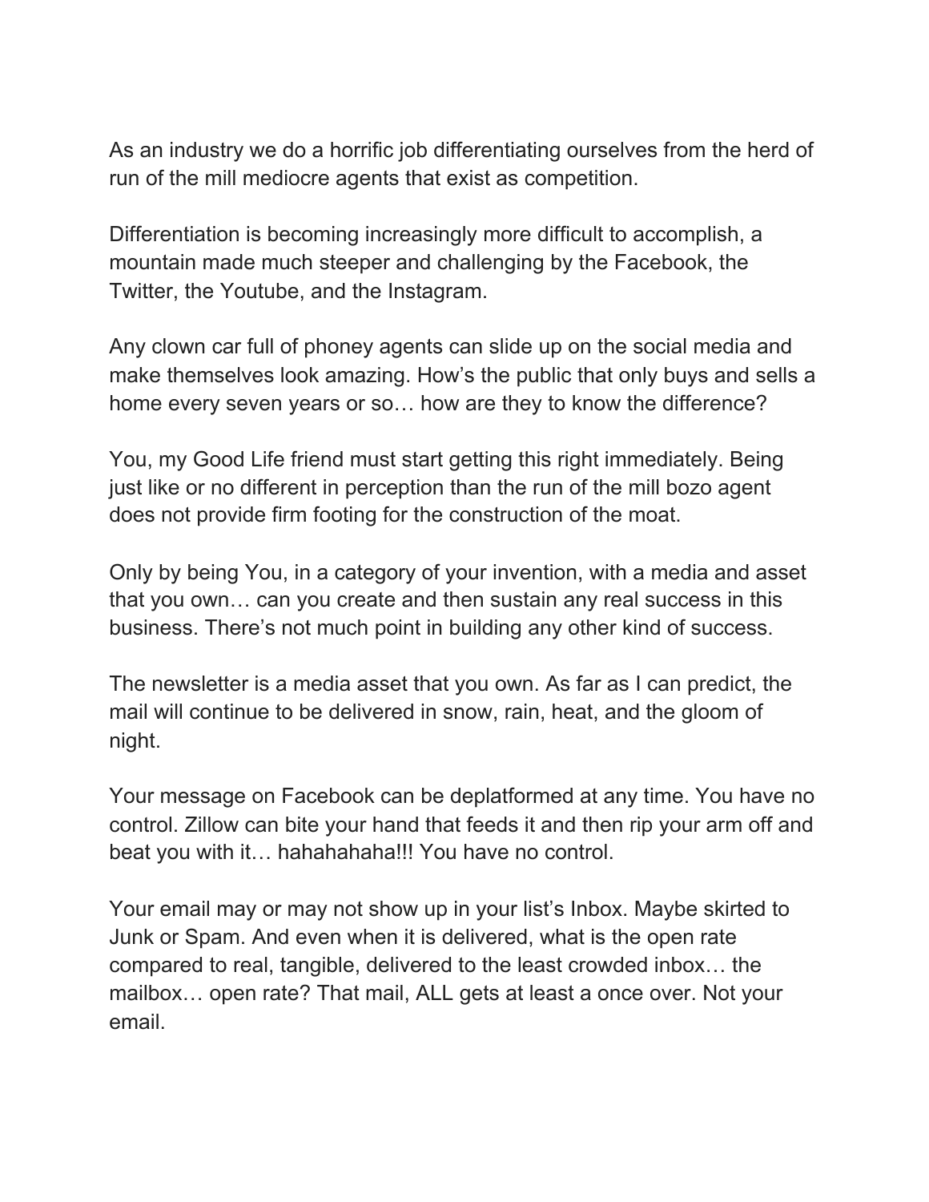As an industry we do a horrific job differentiating ourselves from the herd of run of the mill mediocre agents that exist as competition.

Differentiation is becoming increasingly more difficult to accomplish, a mountain made much steeper and challenging by the Facebook, the Twitter, the Youtube, and the Instagram.

Any clown car full of phoney agents can slide up on the social media and make themselves look amazing. How's the public that only buys and sells a home every seven years or so… how are they to know the difference?

You, my Good Life friend must start getting this right immediately. Being just like or no different in perception than the run of the mill bozo agent does not provide firm footing for the construction of the moat.

Only by being You, in a category of your invention, with a media and asset that you own… can you create and then sustain any real success in this business. There's not much point in building any other kind of success.

The newsletter is a media asset that you own. As far as I can predict, the mail will continue to be delivered in snow, rain, heat, and the gloom of night.

Your message on Facebook can be deplatformed at any time. You have no control. Zillow can bite your hand that feeds it and then rip your arm off and beat you with it… hahahahaha!!! You have no control.

Your email may or may not show up in your list's Inbox. Maybe skirted to Junk or Spam. And even when it is delivered, what is the open rate compared to real, tangible, delivered to the least crowded inbox… the mailbox… open rate? That mail, ALL gets at least a once over. Not your email.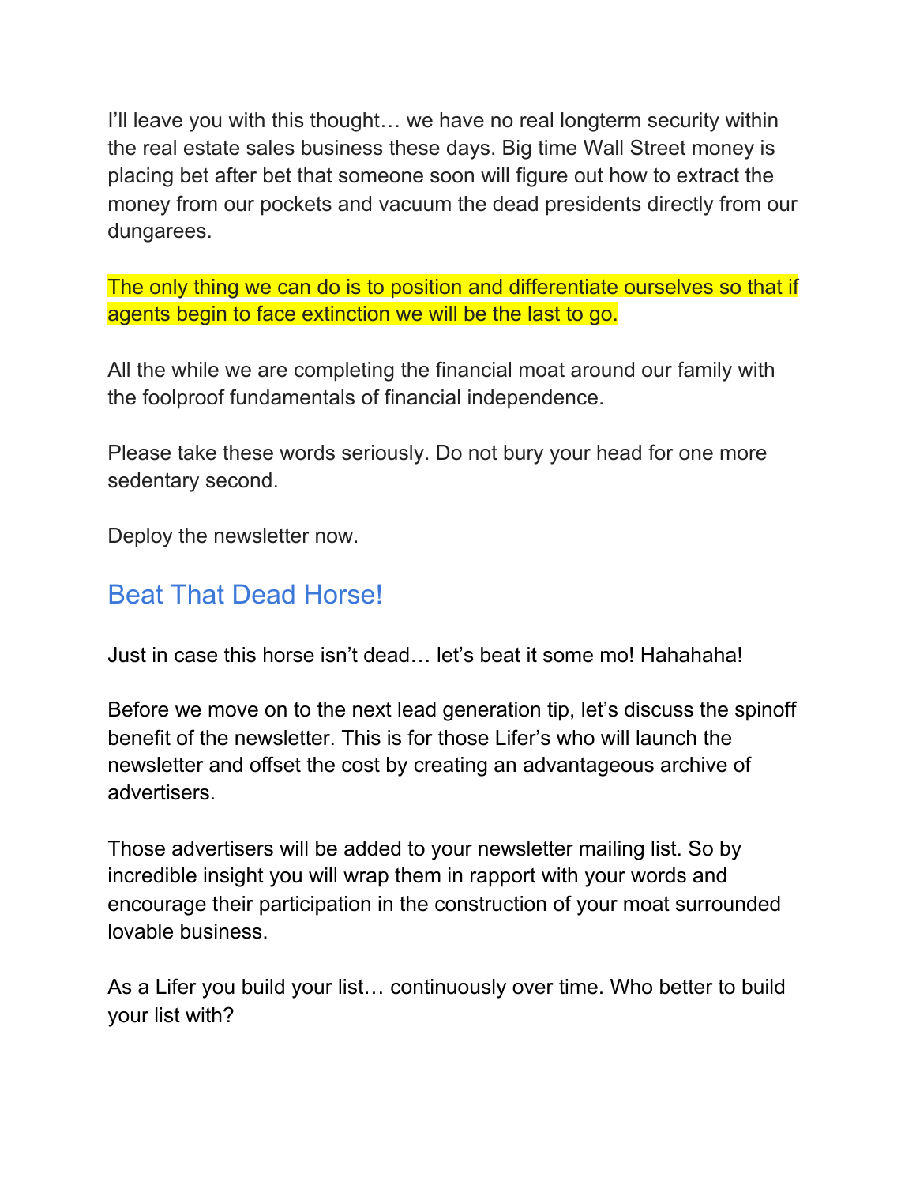I'll leave you with this thought… we have no real longterm security within the real estate sales business these days. Big time Wall Street money is placing bet after bet that someone soon will figure out how to extract the money from our pockets and vacuum the dead presidents directly from our dungarees.

The only thing we can do is to position and differentiate ourselves so that if agents begin to face extinction we will be the last to go.

All the while we are completing the financial moat around our family with the foolproof fundamentals of financial independence.

Please take these words seriously. Do not bury your head for one more sedentary second.

Deploy the newsletter now.

## Beat That Dead Horse!

Just in case this horse isn't dead… let's beat it some mo! Hahahaha!

Before we move on to the next lead generation tip, let's discuss the spinoff benefit of the newsletter. This is for those Lifer's who will launch the newsletter and offset the cost by creating an advantageous archive of advertisers.

Those advertisers will be added to your newsletter mailing list. So by incredible insight you will wrap them in rapport with your words and encourage their participation in the construction of your moat surrounded lovable business.

As a Lifer you build your list… continuously over time. Who better to build your list with?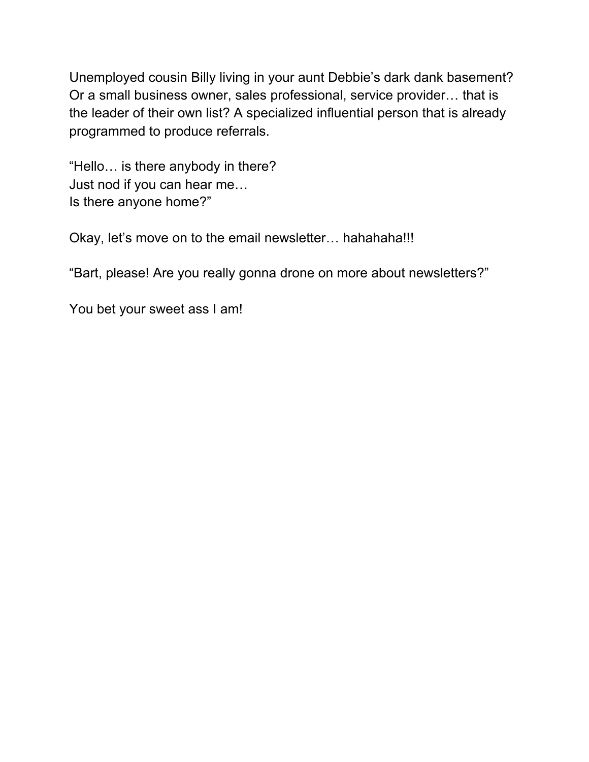Unemployed cousin Billy living in your aunt Debbie's dark dank basement? Or a small business owner, sales professional, service provider… that is the leader of their own list? A specialized influential person that is already programmed to produce referrals.

"Hello… is there anybody in there?  
Just nod if you can hear me…  
Is there anyone home?"

Okay, let's move on to the email newsletter… hahahaha!!!

"Bart, please! Are you really gonna drone on more about newsletters?"

You bet your sweet ass I am!